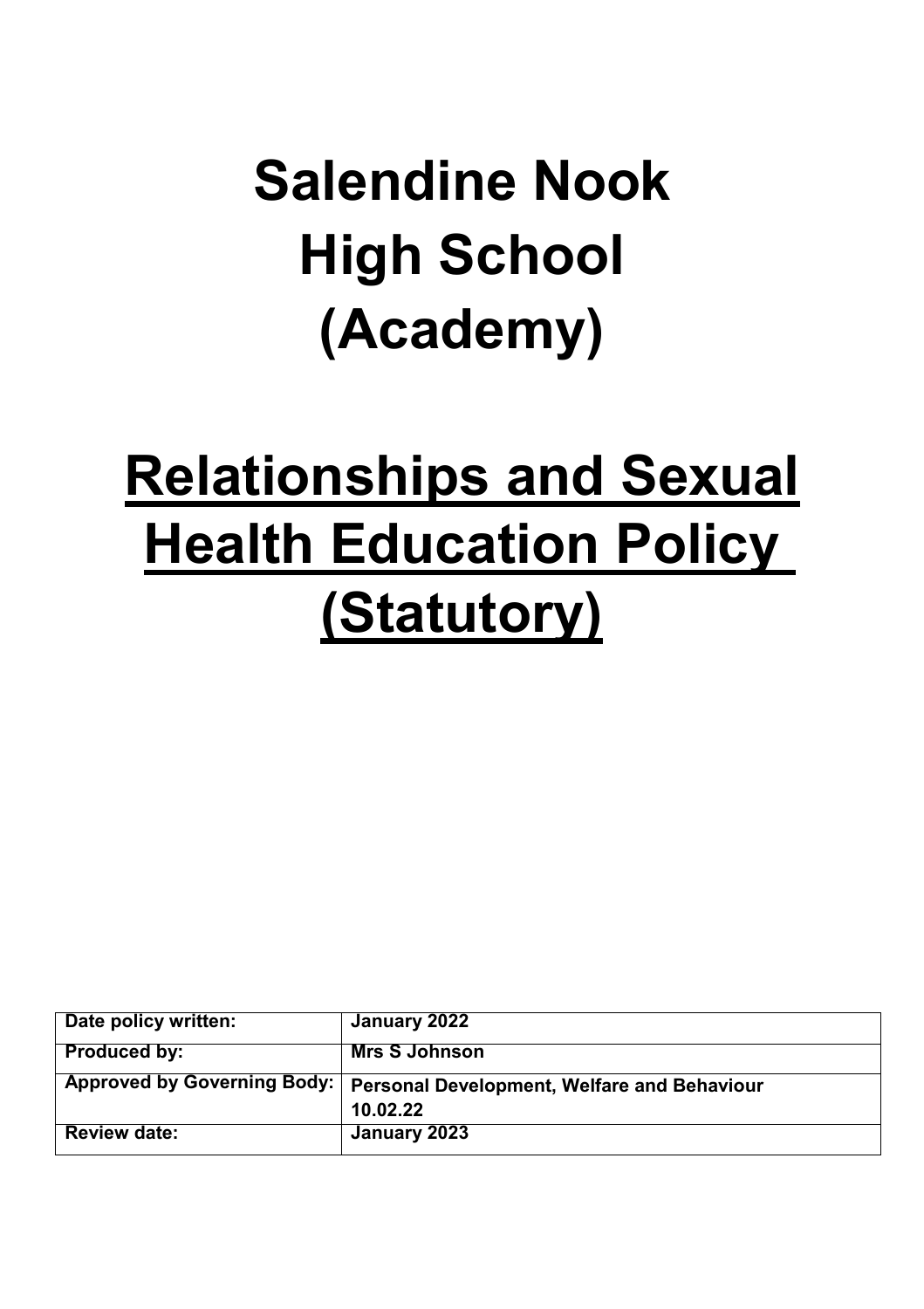# Salendine Nook High School (Academy)

# Relationships and Sexual Health Education Policy (Statutory)

| Date policy written: | January 2022 |
|---|---|
| Produced by: | Mrs S Johnson |
| Approved by Governing Body: | Personal Development, Welfare and Behaviour 10.02.22 |
| Review date: | January 2023 |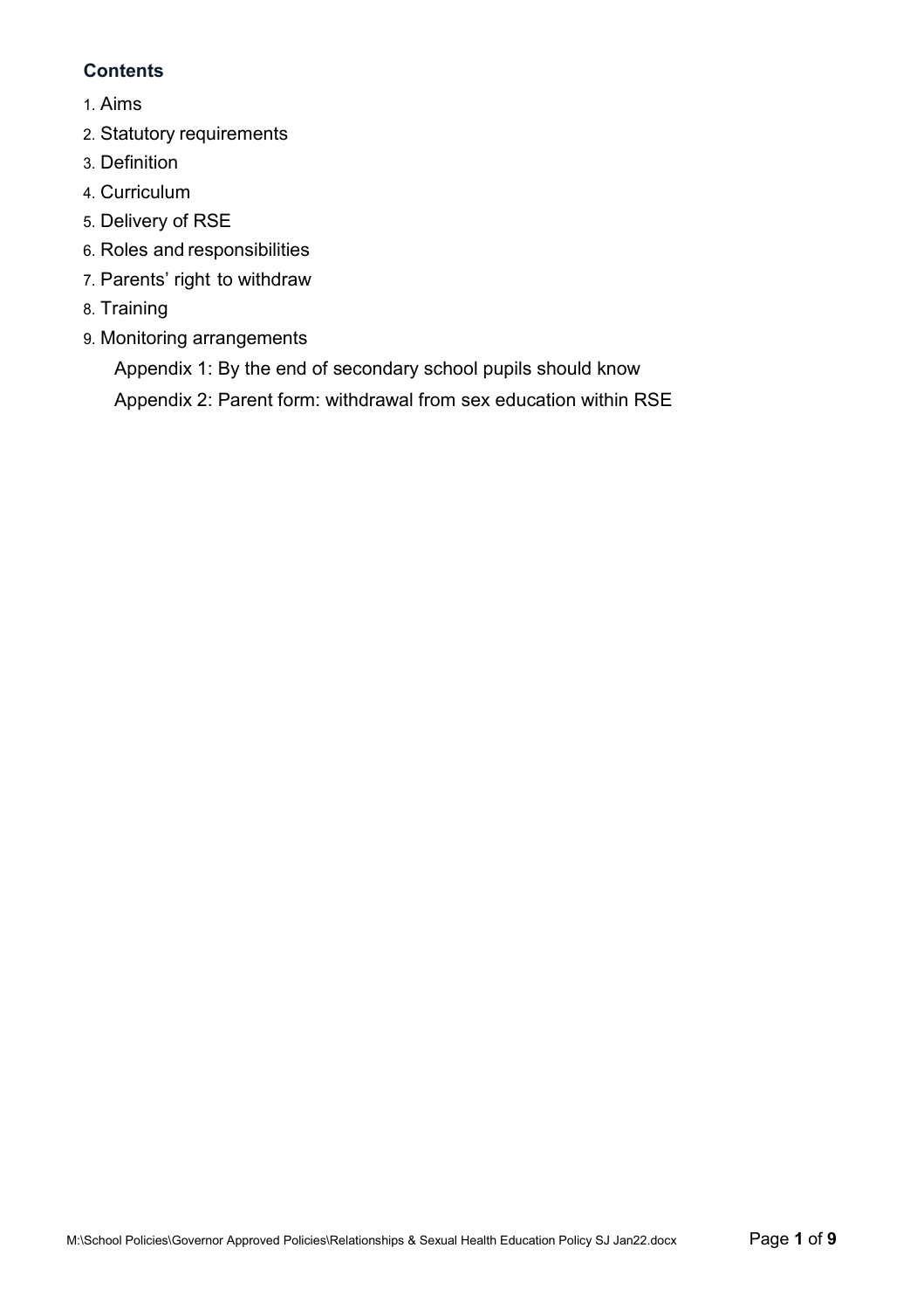**Contents**

1. Aims
2. Statutory requirements
3. Definition
4. Curriculum
5. Delivery of RSE
6. Roles and responsibilities
7. Parents' right to withdraw
8. Training
9. Monitoring arrangements

   Appendix 1: By the end of secondary school pupils should know

   Appendix 2: Parent form: withdrawal from sex education within RSE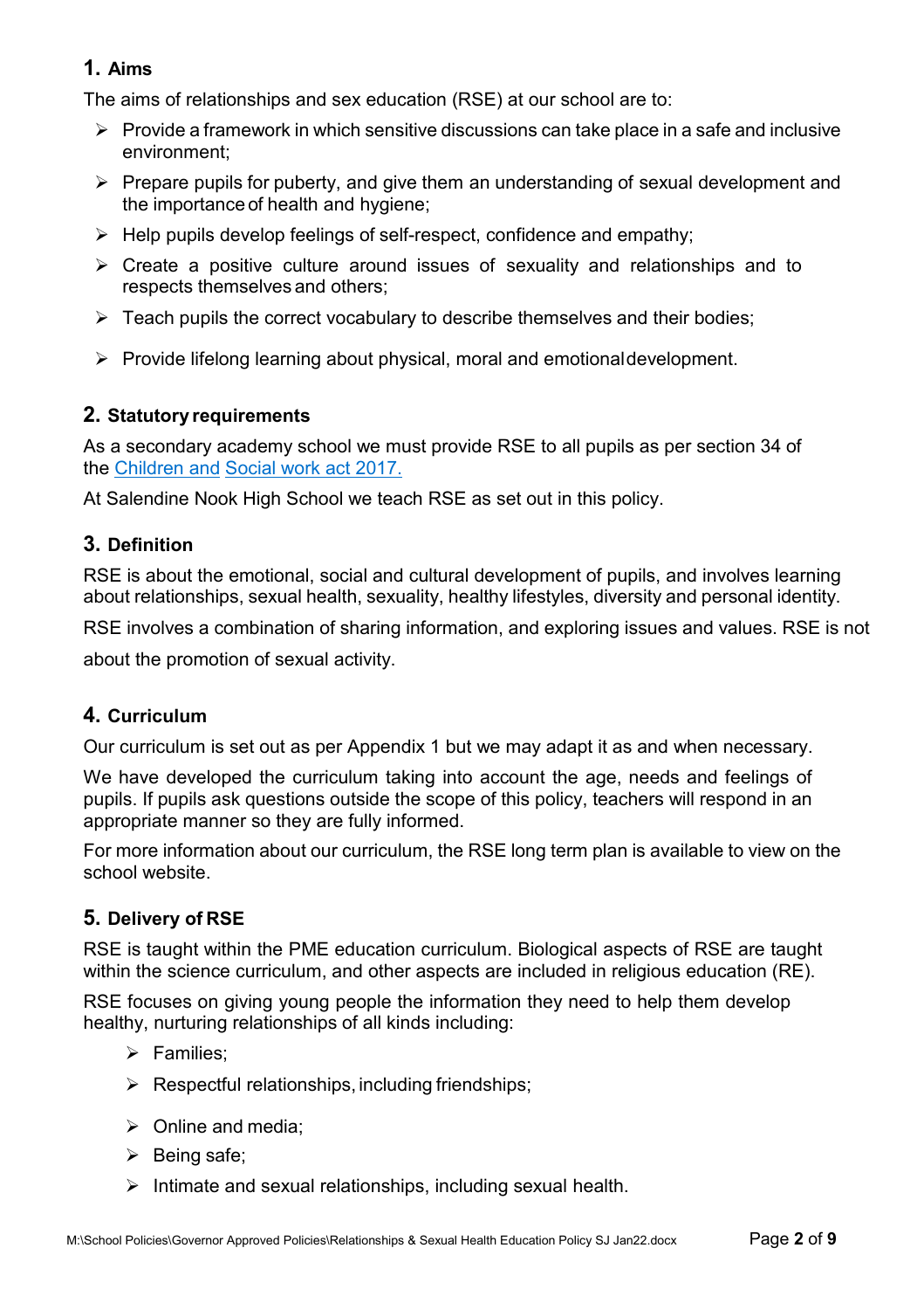## 1. Aims

The aims of relationships and sex education (RSE) at our school are to:

- Provide a framework in which sensitive discussions can take place in a safe and inclusive environment;
- Prepare pupils for puberty, and give them an understanding of sexual development and the importance of health and hygiene;
- Help pupils develop feelings of self-respect, confidence and empathy;
- Create a positive culture around issues of sexuality and relationships and to respects themselves and others;
- Teach pupils the correct vocabulary to describe themselves and their bodies;
- Provide lifelong learning about physical, moral and emotional development.

## 2. Statutory requirements

As a secondary academy school we must provide RSE to all pupils as per section 34 of the Children and Social work act 2017.

At Salendine Nook High School we teach RSE as set out in this policy.

## 3. Definition

RSE is about the emotional, social and cultural development of pupils, and involves learning about relationships, sexual health, sexuality, healthy lifestyles, diversity and personal identity.

RSE involves a combination of sharing information, and exploring issues and values. RSE is not about the promotion of sexual activity.

## 4. Curriculum

Our curriculum is set out as per Appendix 1 but we may adapt it as and when necessary.

We have developed the curriculum taking into account the age, needs and feelings of pupils. If pupils ask questions outside the scope of this policy, teachers will respond in an appropriate manner so they are fully informed.

For more information about our curriculum, the RSE long term plan is available to view on the school website.

## 5. Delivery of RSE

RSE is taught within the PME education curriculum. Biological aspects of RSE are taught within the science curriculum, and other aspects are included in religious education (RE).

RSE focuses on giving young people the information they need to help them develop healthy, nurturing relationships of all kinds including:

- Families;
- Respectful relationships, including friendships;
- Online and media;
- Being safe;
- Intimate and sexual relationships, including sexual health.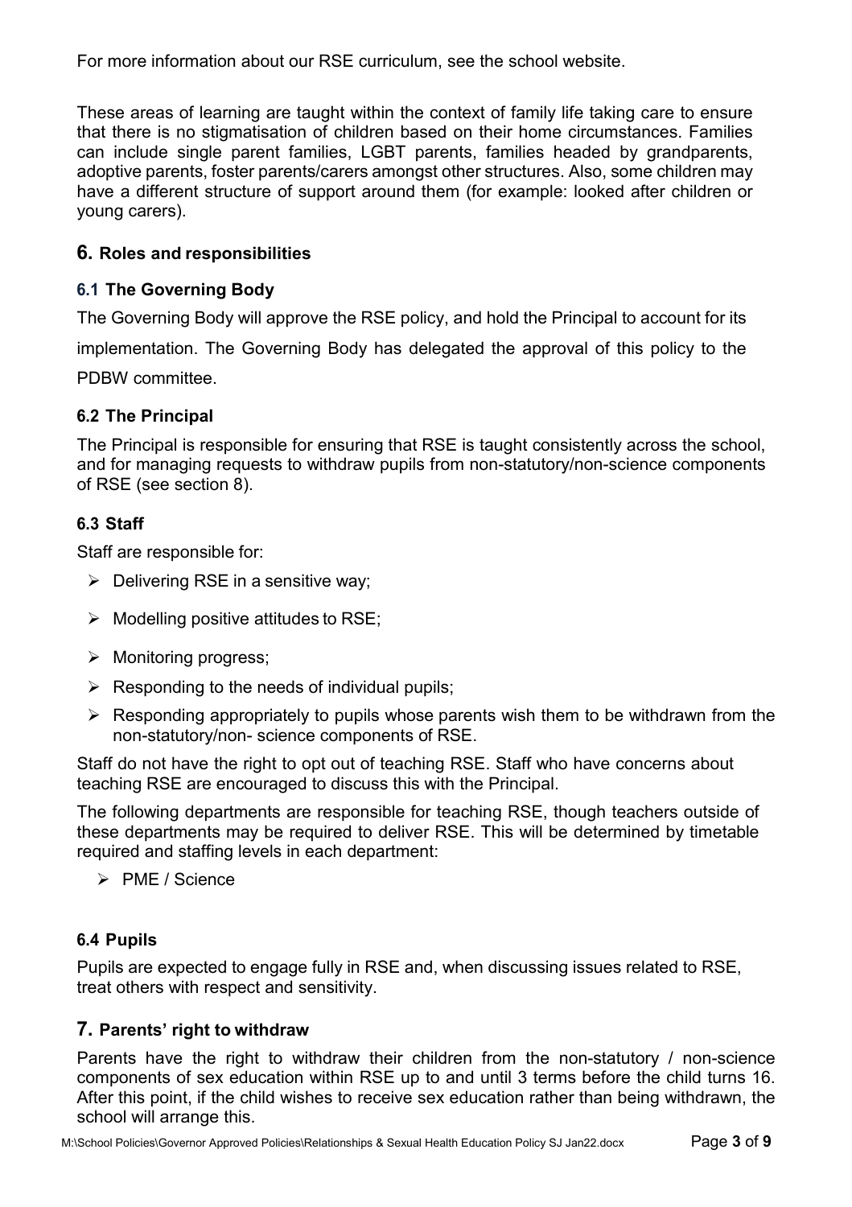For more information about our RSE curriculum, see the school website.

These areas of learning are taught within the context of family life taking care to ensure that there is no stigmatisation of children based on their home circumstances. Families can include single parent families, LGBT parents, families headed by grandparents, adoptive parents, foster parents/carers amongst other structures. Also, some children may have a different structure of support around them (for example: looked after children or young carers).

## 6. Roles and responsibilities

### 6.1 The Governing Body

The Governing Body will approve the RSE policy, and hold the Principal to account for its implementation. The Governing Body has delegated the approval of this policy to the PDBW committee.

### 6.2 The Principal

The Principal is responsible for ensuring that RSE is taught consistently across the school, and for managing requests to withdraw pupils from non-statutory/non-science components of RSE (see section 8).

### 6.3 Staff

Staff are responsible for:

- Delivering RSE in a sensitive way;
- Modelling positive attitudes to RSE;
- Monitoring progress;
- Responding to the needs of individual pupils;
- Responding appropriately to pupils whose parents wish them to be withdrawn from the non-statutory/non- science components of RSE.

Staff do not have the right to opt out of teaching RSE. Staff who have concerns about teaching RSE are encouraged to discuss this with the Principal.

The following departments are responsible for teaching RSE, though teachers outside of these departments may be required to deliver RSE. This will be determined by timetable required and staffing levels in each department:

- PME / Science

### 6.4 Pupils

Pupils are expected to engage fully in RSE and, when discussing issues related to RSE, treat others with respect and sensitivity.

## 7. Parents' right to withdraw

Parents have the right to withdraw their children from the non-statutory / non-science components of sex education within RSE up to and until 3 terms before the child turns 16. After this point, if the child wishes to receive sex education rather than being withdrawn, the school will arrange this.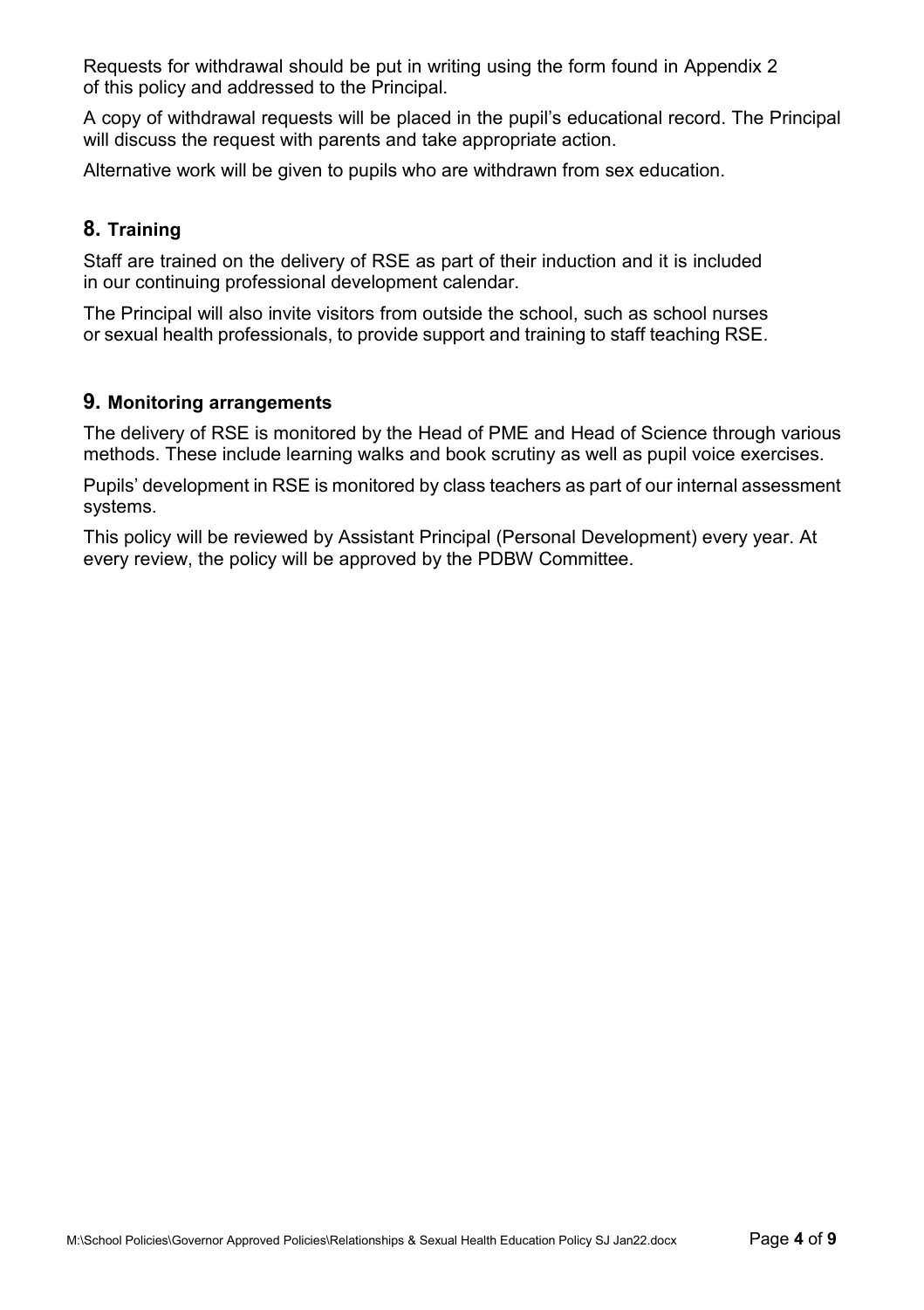Requests for withdrawal should be put in writing using the form found in Appendix 2 of this policy and addressed to the Principal.

A copy of withdrawal requests will be placed in the pupil's educational record. The Principal will discuss the request with parents and take appropriate action.

Alternative work will be given to pupils who are withdrawn from sex education.

## 8. Training

Staff are trained on the delivery of RSE as part of their induction and it is included in our continuing professional development calendar.

The Principal will also invite visitors from outside the school, such as school nurses or sexual health professionals, to provide support and training to staff teaching RSE.

## 9. Monitoring arrangements

The delivery of RSE is monitored by the Head of PME and Head of Science through various methods. These include learning walks and book scrutiny as well as pupil voice exercises.

Pupils' development in RSE is monitored by class teachers as part of our internal assessment systems.

This policy will be reviewed by Assistant Principal (Personal Development) every year. At every review, the policy will be approved by the PDBW Committee.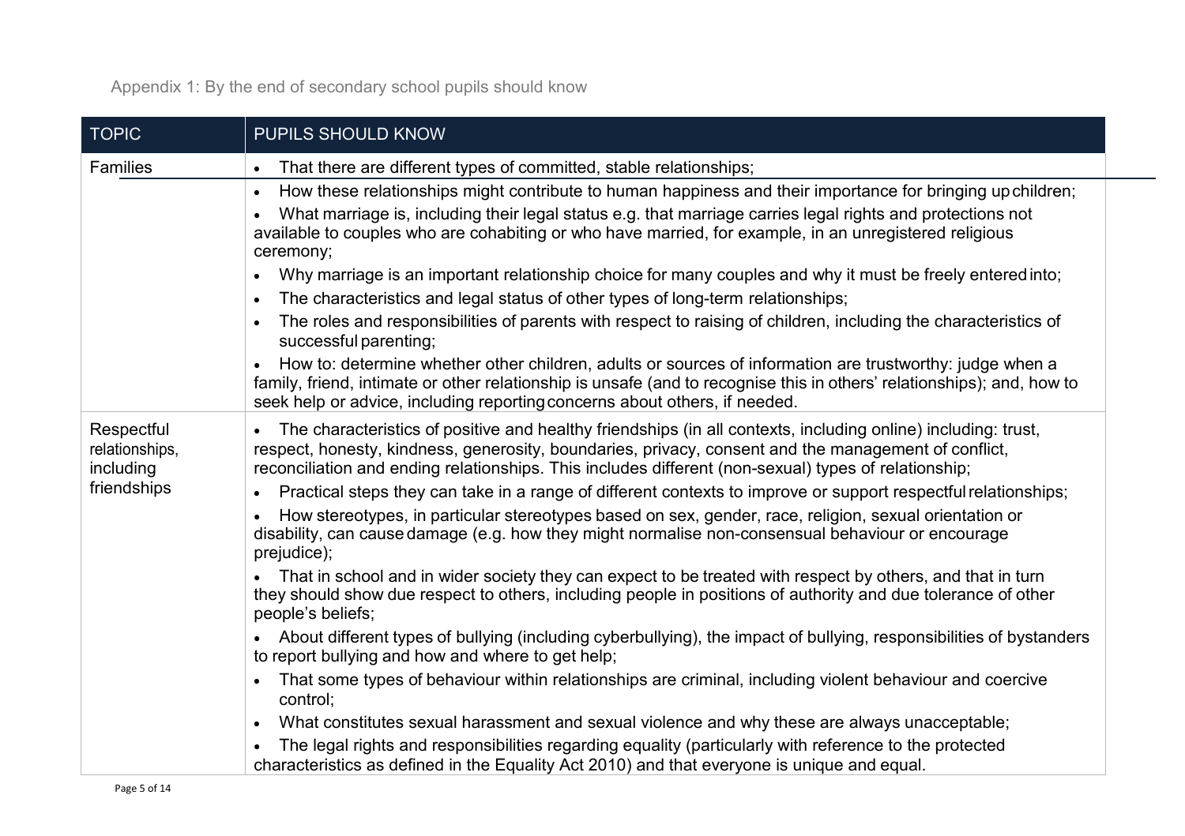Appendix 1: By the end of secondary school pupils should know

| TOPIC | PUPILS SHOULD KNOW |
| --- | --- |
| Families | • That there are different types of committed, stable relationships;<br>• How these relationships might contribute to human happiness and their importance for bringing up children;<br>• What marriage is, including their legal status e.g. that marriage carries legal rights and protections not available to couples who are cohabiting or who have married, for example, in an unregistered religious ceremony;<br>• Why marriage is an important relationship choice for many couples and why it must be freely entered into;<br>• The characteristics and legal status of other types of long-term relationships;<br>• The roles and responsibilities of parents with respect to raising of children, including the characteristics of successful parenting;<br>• How to: determine whether other children, adults or sources of information are trustworthy: judge when a family, friend, intimate or other relationship is unsafe (and to recognise this in others' relationships); and, how to seek help or advice, including reporting concerns about others, if needed. |
| Respectful relationships, including friendships | • The characteristics of positive and healthy friendships (in all contexts, including online) including: trust, respect, honesty, kindness, generosity, boundaries, privacy, consent and the management of conflict, reconciliation and ending relationships. This includes different (non-sexual) types of relationship;<br>• Practical steps they can take in a range of different contexts to improve or support respectful relationships;<br>• How stereotypes, in particular stereotypes based on sex, gender, race, religion, sexual orientation or disability, can cause damage (e.g. how they might normalise non-consensual behaviour or encourage prejudice);<br>• That in school and in wider society they can expect to be treated with respect by others, and that in turn they should show due respect to others, including people in positions of authority and due tolerance of other people's beliefs;<br>• About different types of bullying (including cyberbullying), the impact of bullying, responsibilities of bystanders to report bullying and how and where to get help;<br>• That some types of behaviour within relationships are criminal, including violent behaviour and coercive control;<br>• What constitutes sexual harassment and sexual violence and why these are always unacceptable;<br>• The legal rights and responsibilities regarding equality (particularly with reference to the protected characteristics as defined in the Equality Act 2010) and that everyone is unique and equal. |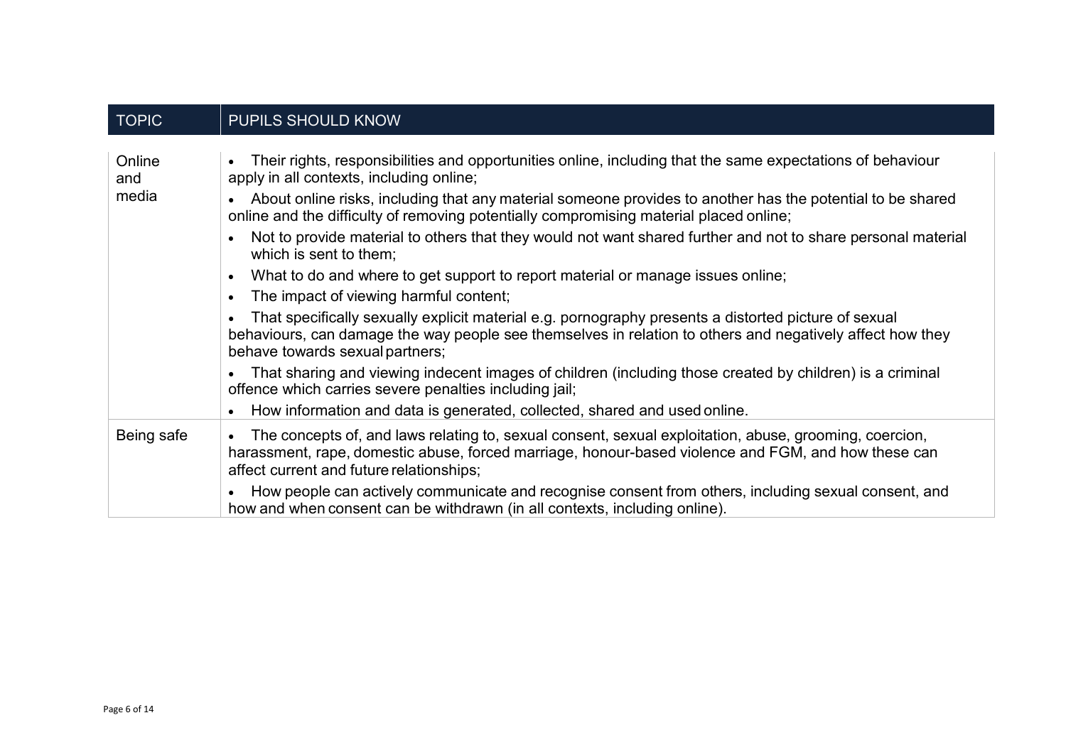| TOPIC | PUPILS SHOULD KNOW |
|---|---|
| Online and media | • Their rights, responsibilities and opportunities online, including that the same expectations of behaviour apply in all contexts, including online;<br>• About online risks, including that any material someone provides to another has the potential to be shared online and the difficulty of removing potentially compromising material placed online;<br>• Not to provide material to others that they would not want shared further and not to share personal material which is sent to them;<br>• What to do and where to get support to report material or manage issues online;<br>• The impact of viewing harmful content;<br>• That specifically sexually explicit material e.g. pornography presents a distorted picture of sexual behaviours, can damage the way people see themselves in relation to others and negatively affect how they behave towards sexual partners;<br>• That sharing and viewing indecent images of children (including those created by children) is a criminal offence which carries severe penalties including jail;<br>• How information and data is generated, collected, shared and used online. |
| Being safe | • The concepts of, and laws relating to, sexual consent, sexual exploitation, abuse, grooming, coercion, harassment, rape, domestic abuse, forced marriage, honour-based violence and FGM, and how these can affect current and future relationships;<br>• How people can actively communicate and recognise consent from others, including sexual consent, and how and when consent can be withdrawn (in all contexts, including online). |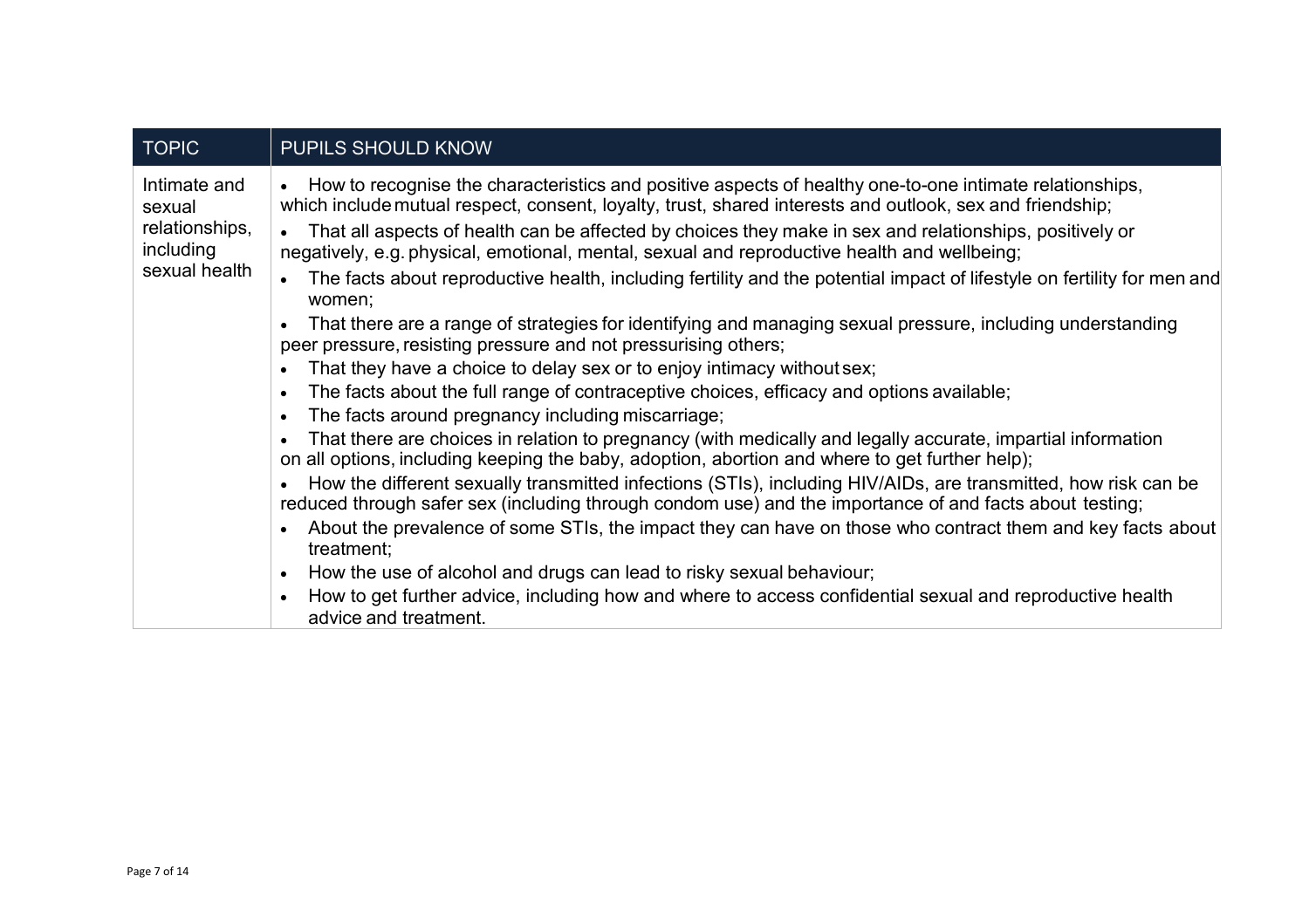| TOPIC | PUPILS SHOULD KNOW |
| --- | --- |
| Intimate and sexual relationships, including sexual health | • How to recognise the characteristics and positive aspects of healthy one-to-one intimate relationships, which include mutual respect, consent, loyalty, trust, shared interests and outlook, sex and friendship;<br>• That all aspects of health can be affected by choices they make in sex and relationships, positively or negatively, e.g. physical, emotional, mental, sexual and reproductive health and wellbeing;<br>• The facts about reproductive health, including fertility and the potential impact of lifestyle on fertility for men and women;<br>• That there are a range of strategies for identifying and managing sexual pressure, including understanding peer pressure, resisting pressure and not pressurising others;<br>• That they have a choice to delay sex or to enjoy intimacy without sex;<br>• The facts about the full range of contraceptive choices, efficacy and options available;<br>• The facts around pregnancy including miscarriage;<br>• That there are choices in relation to pregnancy (with medically and legally accurate, impartial information on all options, including keeping the baby, adoption, abortion and where to get further help);<br>• How the different sexually transmitted infections (STIs), including HIV/AIDs, are transmitted, how risk can be reduced through safer sex (including through condom use) and the importance of and facts about testing;<br>• About the prevalence of some STIs, the impact they can have on those who contract them and key facts about treatment;<br>• How the use of alcohol and drugs can lead to risky sexual behaviour;<br>• How to get further advice, including how and where to access confidential sexual and reproductive health advice and treatment. |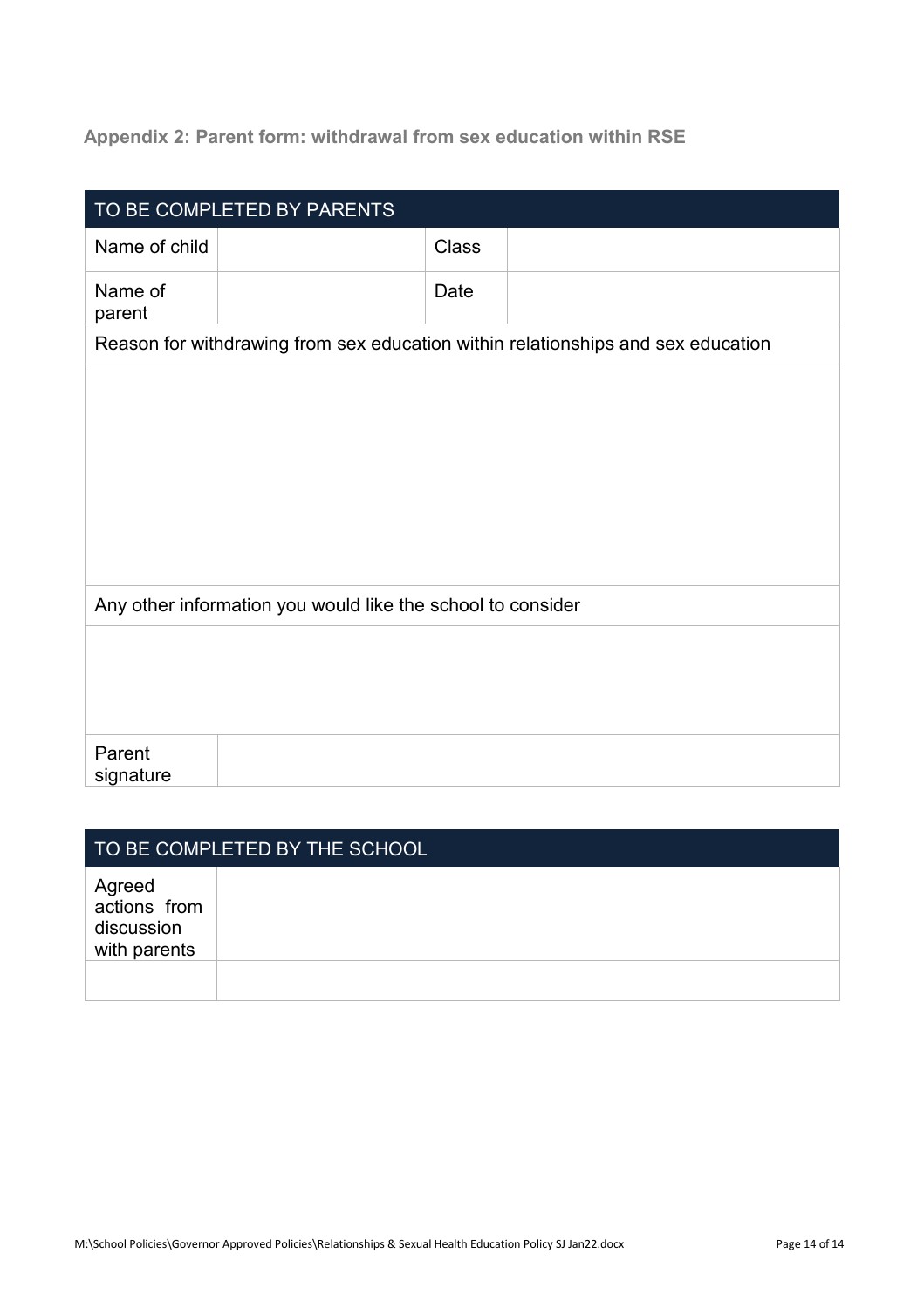### Appendix 2: Parent form: withdrawal from sex education within RSE

| TO BE COMPLETED BY PARENTS | | | |
|---|---|---|---|
| Name of child | | Class | |
| Name of parent | | Date | |
| Reason for withdrawing from sex education within relationships and sex education | | | |
| | | | |
| Any other information you would like the school to consider | | | |
| | | | |
| Parent signature | | | |

| TO BE COMPLETED BY THE SCHOOL | |
|---|---|
| Agreed actions from discussion with parents | |
| | |